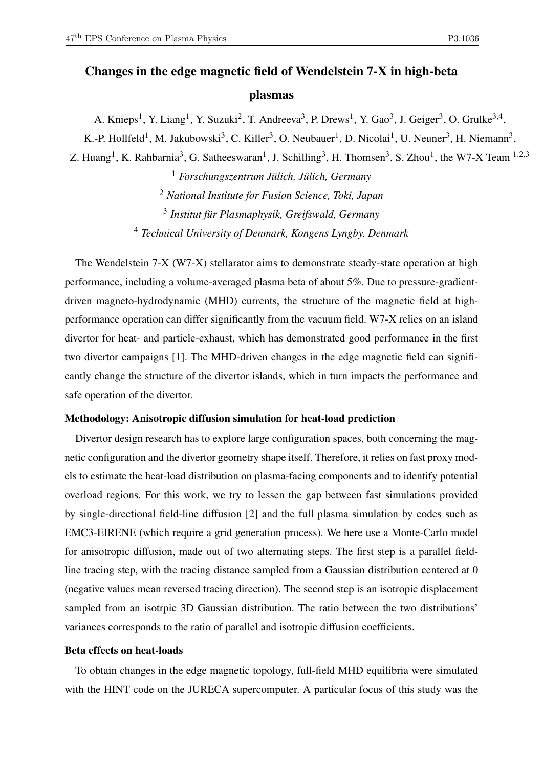# Changes in the edge magnetic field of Wendelstein 7-X in high-beta plasmas

A. Knieps[1], Y. Liang[1], Y. Suzuki[2], T. Andreeva[3], P. Drews[1], Y. Gao[3], J. Geiger[3], O. Grulke[3,4], K.-P. Hollfeld[1], M. Jakubowski[3], C. Killer[3], O. Neubauer[1], D. Nicolai[1], U. Neuner[3], H. Niemann[3], Z. Huang[1], K. Rahbarnia[3], G. Satheeswaran[1], J. Schilling[3], H. Thomsen[3], S. Zhou[1], the W7-X Team [1,2,3]

[1] *Forschungszentrum Jülich, Jülich, Germany*

[2] *National Institute for Fusion Science, Toki, Japan*

[3] *Institut für Plasmaphysik, Greifswald, Germany*

[4] *Technical University of Denmark, Kongens Lyngby, Denmark*

The Wendelstein 7-X (W7-X) stellarator aims to demonstrate steady-state operation at high performance, including a volume-averaged plasma beta of about 5%. Due to pressure-gradient-driven magneto-hydrodynamic (MHD) currents, the structure of the magnetic field at high-performance operation can differ significantly from the vacuum field. W7-X relies on an island divertor for heat- and particle-exhaust, which has demonstrated good performance in the first two divertor campaigns [1]. The MHD-driven changes in the edge magnetic field can significantly change the structure of the divertor islands, which in turn impacts the performance and safe operation of the divertor.

### Methodology: Anisotropic diffusion simulation for heat-load prediction

Divertor design research has to explore large configuration spaces, both concerning the magnetic configuration and the divertor geometry shape itself. Therefore, it relies on fast proxy models to estimate the heat-load distribution on plasma-facing components and to identify potential overload regions. For this work, we try to lessen the gap between fast simulations provided by single-directional field-line diffusion [2] and the full plasma simulation by codes such as EMC3-EIRENE (which require a grid generation process). We here use a Monte-Carlo model for anisotropic diffusion, made out of two alternating steps. The first step is a parallel field-line tracing step, with the tracing distance sampled from a Gaussian distribution centered at 0 (negative values mean reversed tracing direction). The second step is an isotropic displacement sampled from an isotrpic 3D Gaussian distribution. The ratio between the two distributions' variances corresponds to the ratio of parallel and isotropic diffusion coefficients.

### Beta effects on heat-loads

To obtain changes in the edge magnetic topology, full-field MHD equilibria were simulated with the HINT code on the JURECA supercomputer. A particular focus of this study was the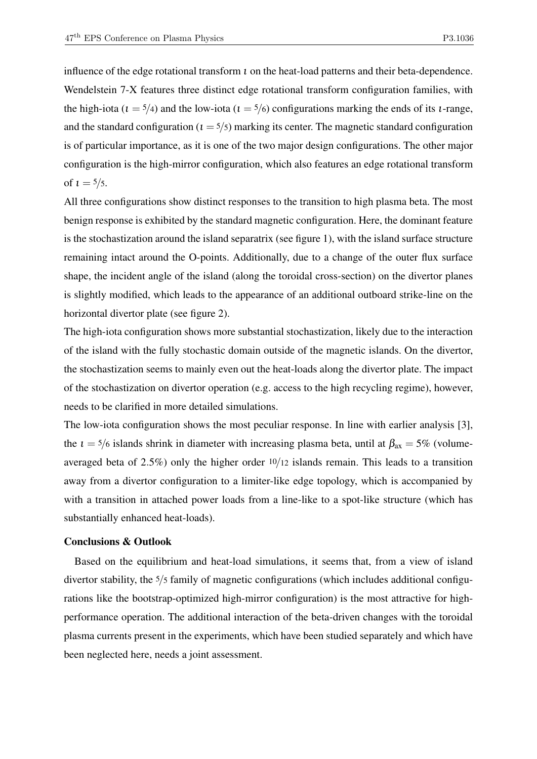influence of the edge rotational transform $\iota$ on the heat-load patterns and their beta-dependence. Wendelstein 7-X features three distinct edge rotational transform configuration families, with the high-iota ($\iota = 5/4$) and the low-iota ($\iota = 5/6$) configurations marking the ends of its $\iota$-range, and the standard configuration ($\iota = 5/5$) marking its center. The magnetic standard configuration is of particular importance, as it is one of the two major design configurations. The other major configuration is the high-mirror configuration, which also features an edge rotational transform of $\iota = 5/5$.

All three configurations show distinct responses to the transition to high plasma beta. The most benign response is exhibited by the standard magnetic configuration. Here, the dominant feature is the stochastization around the island separatrix (see figure 1), with the island surface structure remaining intact around the O-points. Additionally, due to a change of the outer flux surface shape, the incident angle of the island (along the toroidal cross-section) on the divertor planes is slightly modified, which leads to the appearance of an additional outboard strike-line on the horizontal divertor plate (see figure 2).

The high-iota configuration shows more substantial stochastization, likely due to the interaction of the island with the fully stochastic domain outside of the magnetic islands. On the divertor, the stochastization seems to mainly even out the heat-loads along the divertor plate. The impact of the stochastization on divertor operation (e.g. access to the high recycling regime), however, needs to be clarified in more detailed simulations.

The low-iota configuration shows the most peculiar response. In line with earlier analysis [3], the $\iota = 5/6$ islands shrink in diameter with increasing plasma beta, until at $\beta_{ax} = 5\%$ (volume-averaged beta of 2.5%) only the higher order $10/12$ islands remain. This leads to a transition away from a divertor configuration to a limiter-like edge topology, which is accompanied by with a transition in attached power loads from a line-like to a spot-like structure (which has substantially enhanced heat-loads).

### Conclusions & Outlook

Based on the equilibrium and heat-load simulations, it seems that, from a view of island divertor stability, the $5/5$ family of magnetic configurations (which includes additional configurations like the bootstrap-optimized high-mirror configuration) is the most attractive for high-performance operation. The additional interaction of the beta-driven changes with the toroidal plasma currents present in the experiments, which have been studied separately and which have been neglected here, needs a joint assessment.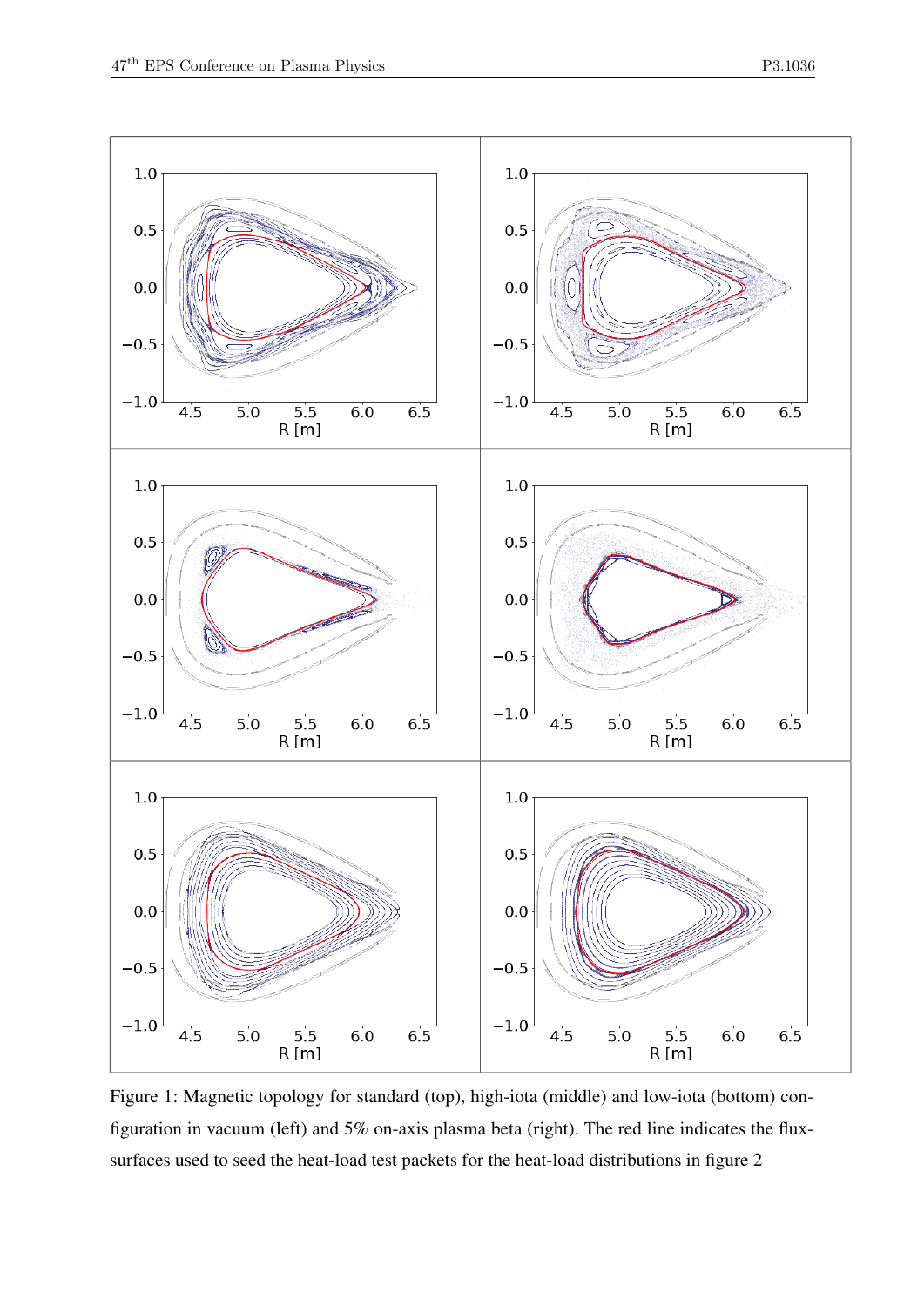Figure 1: Magnetic topology for standard (top), high-iota (middle) and low-iota (bottom) configuration in vacuum (left) and 5% on-axis plasma beta (right). The red line indicates the flux-surfaces used to seed the heat-load test packets for the heat-load distributions in figure 2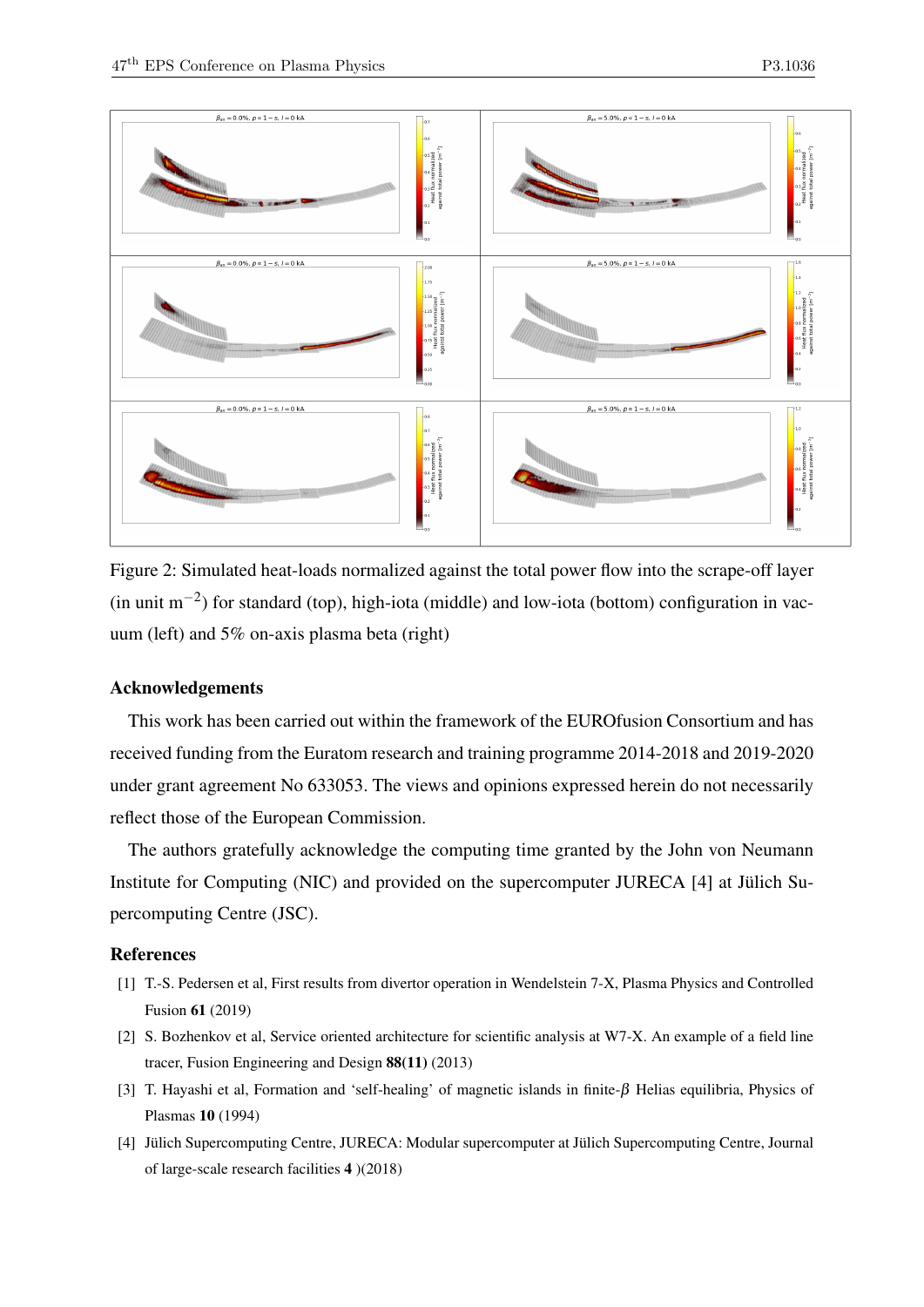$\beta_{ax} = 0.0\%,\ p \propto 1-s,\ I = 0$ kA

$\beta_{ax} = 5.0\%,\ p \propto 1-s,\ I = 0$ kA

Heat flux normalized against total power [m$^{-2}$]

Figure 2: Simulated heat-loads normalized against the total power flow into the scrape-off layer (in unit m$^{-2}$) for standard (top), high-iota (middle) and low-iota (bottom) configuration in vacuum (left) and 5% on-axis plasma beta (right)

## Acknowledgements

This work has been carried out within the framework of the EUROfusion Consortium and has received funding from the Euratom research and training programme 2014-2018 and 2019-2020 under grant agreement No 633053. The views and opinions expressed herein do not necessarily reflect those of the European Commission.

The authors gratefully acknowledge the computing time granted by the John von Neumann Institute for Computing (NIC) and provided on the supercomputer JURECA [4] at Jülich Supercomputing Centre (JSC).

## References

[1] T.-S. Pedersen et al, First results from divertor operation in Wendelstein 7-X, Plasma Physics and Controlled Fusion **61** (2019)

[2] S. Bozhenkov et al, Service oriented architecture for scientific analysis at W7-X. An example of a field line tracer, Fusion Engineering and Design **88(11)** (2013)

[3] T. Hayashi et al, Formation and 'self-healing' of magnetic islands in finite-$\beta$ Helias equilibria, Physics of Plasmas **10** (1994)

[4] Jülich Supercomputing Centre, JURECA: Modular supercomputer at Jülich Supercomputing Centre, Journal of large-scale research facilities **4** )(2018)